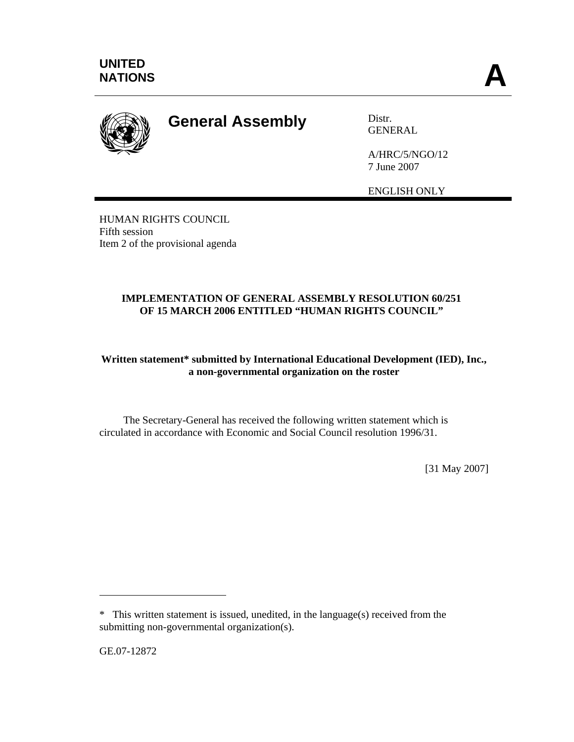UNITED
NATIONS

# A

## General Assembly

Distr.
GENERAL

A/HRC/5/NGO/12
7 June 2007

ENGLISH ONLY

HUMAN RIGHTS COUNCIL
Fifth session
Item 2 of the provisional agenda

**IMPLEMENTATION OF GENERAL ASSEMBLY RESOLUTION 60/251 OF 15 MARCH 2006 ENTITLED "HUMAN RIGHTS COUNCIL"**

**Written statement* submitted by International Educational Development (IED), Inc., a non-governmental organization on the roster**

The Secretary-General has received the following written statement which is circulated in accordance with Economic and Social Council resolution 1996/31.

[31 May 2007]

---

* This written statement is issued, unedited, in the language(s) received from the submitting non-governmental organization(s).

GE.07-12872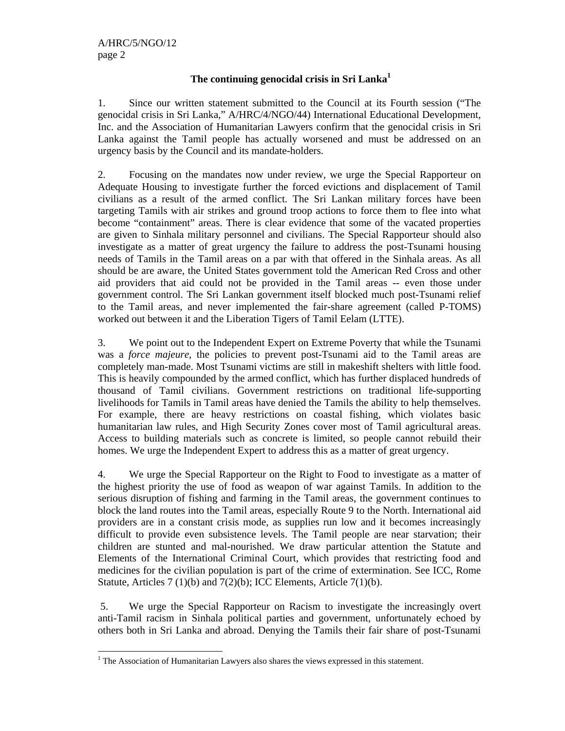## The continuing genocidal crisis in Sri Lanka[1]

1. Since our written statement submitted to the Council at its Fourth session ("The genocidal crisis in Sri Lanka," A/HRC/4/NGO/44) International Educational Development, Inc. and the Association of Humanitarian Lawyers confirm that the genocidal crisis in Sri Lanka against the Tamil people has actually worsened and must be addressed on an urgency basis by the Council and its mandate-holders.

2. Focusing on the mandates now under review, we urge the Special Rapporteur on Adequate Housing to investigate further the forced evictions and displacement of Tamil civilians as a result of the armed conflict. The Sri Lankan military forces have been targeting Tamils with air strikes and ground troop actions to force them to flee into what become "containment" areas. There is clear evidence that some of the vacated properties are given to Sinhala military personnel and civilians. The Special Rapporteur should also investigate as a matter of great urgency the failure to address the post-Tsunami housing needs of Tamils in the Tamil areas on a par with that offered in the Sinhala areas. As all should be are aware, the United States government told the American Red Cross and other aid providers that aid could not be provided in the Tamil areas -- even those under government control. The Sri Lankan government itself blocked much post-Tsunami relief to the Tamil areas, and never implemented the fair-share agreement (called P-TOMS) worked out between it and the Liberation Tigers of Tamil Eelam (LTTE).

3. We point out to the Independent Expert on Extreme Poverty that while the Tsunami was a *force majeure*, the policies to prevent post-Tsunami aid to the Tamil areas are completely man-made. Most Tsunami victims are still in makeshift shelters with little food. This is heavily compounded by the armed conflict, which has further displaced hundreds of thousand of Tamil civilians. Government restrictions on traditional life-supporting livelihoods for Tamils in Tamil areas have denied the Tamils the ability to help themselves. For example, there are heavy restrictions on coastal fishing, which violates basic humanitarian law rules, and High Security Zones cover most of Tamil agricultural areas. Access to building materials such as concrete is limited, so people cannot rebuild their homes. We urge the Independent Expert to address this as a matter of great urgency.

4. We urge the Special Rapporteur on the Right to Food to investigate as a matter of the highest priority the use of food as weapon of war against Tamils. In addition to the serious disruption of fishing and farming in the Tamil areas, the government continues to block the land routes into the Tamil areas, especially Route 9 to the North. International aid providers are in a constant crisis mode, as supplies run low and it becomes increasingly difficult to provide even subsistence levels. The Tamil people are near starvation; their children are stunted and mal-nourished. We draw particular attention the Statute and Elements of the International Criminal Court, which provides that restricting food and medicines for the civilian population is part of the crime of extermination. See ICC, Rome Statute, Articles 7 (1)(b) and 7(2)(b); ICC Elements, Article 7(1)(b).

5. We urge the Special Rapporteur on Racism to investigate the increasingly overt anti-Tamil racism in Sinhala political parties and government, unfortunately echoed by others both in Sri Lanka and abroad. Denying the Tamils their fair share of post-Tsunami

[1] The Association of Humanitarian Lawyers also shares the views expressed in this statement.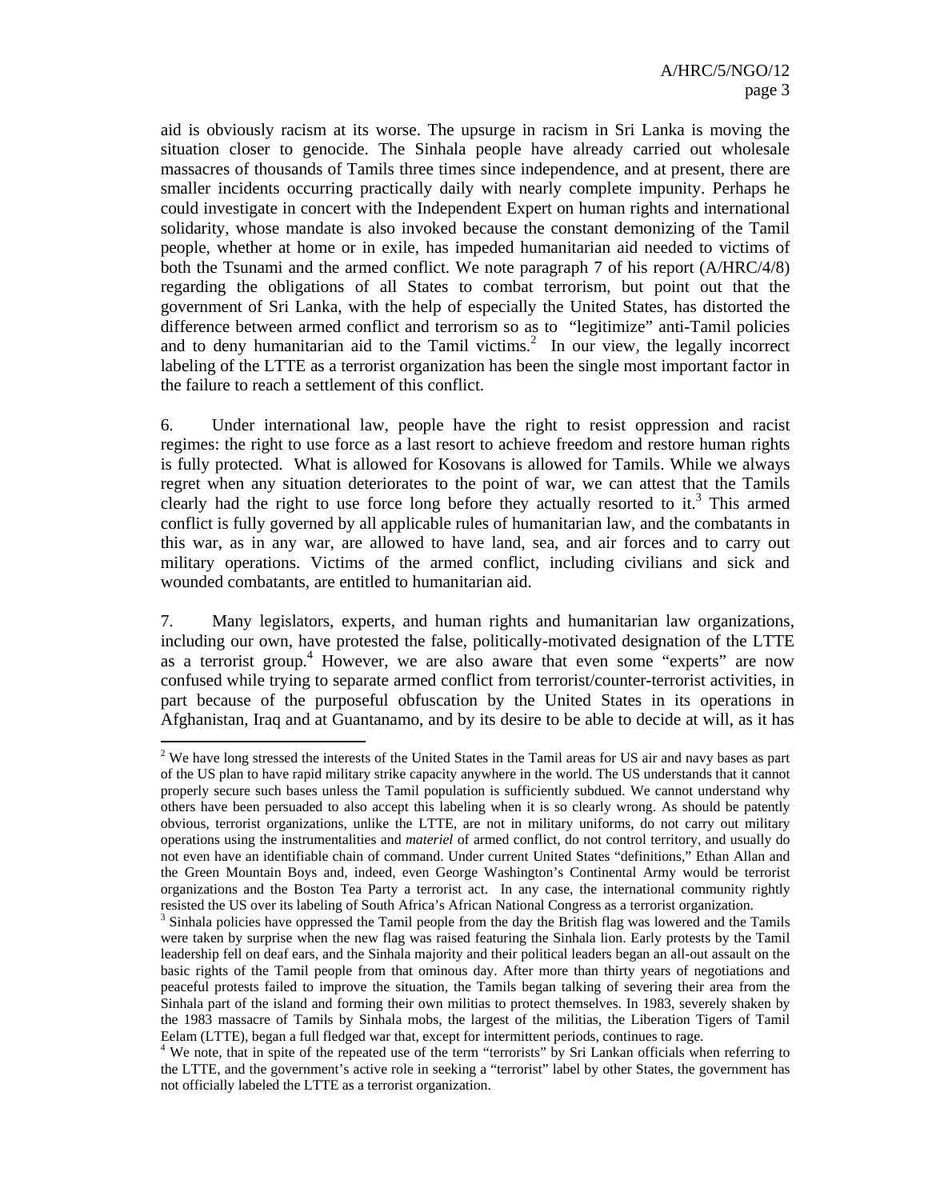aid is obviously racism at its worse. The upsurge in racism in Sri Lanka is moving the situation closer to genocide. The Sinhala people have already carried out wholesale massacres of thousands of Tamils three times since independence, and at present, there are smaller incidents occurring practically daily with nearly complete impunity. Perhaps he could investigate in concert with the Independent Expert on human rights and international solidarity, whose mandate is also invoked because the constant demonizing of the Tamil people, whether at home or in exile, has impeded humanitarian aid needed to victims of both the Tsunami and the armed conflict. We note paragraph 7 of his report (A/HRC/4/8) regarding the obligations of all States to combat terrorism, but point out that the government of Sri Lanka, with the help of especially the United States, has distorted the difference between armed conflict and terrorism so as to "legitimize" anti-Tamil policies and to deny humanitarian aid to the Tamil victims.[2] In our view, the legally incorrect labeling of the LTTE as a terrorist organization has been the single most important factor in the failure to reach a settlement of this conflict.

6. Under international law, people have the right to resist oppression and racist regimes: the right to use force as a last resort to achieve freedom and restore human rights is fully protected. What is allowed for Kosovans is allowed for Tamils. While we always regret when any situation deteriorates to the point of war, we can attest that the Tamils clearly had the right to use force long before they actually resorted to it.[3] This armed conflict is fully governed by all applicable rules of humanitarian law, and the combatants in this war, as in any war, are allowed to have land, sea, and air forces and to carry out military operations. Victims of the armed conflict, including civilians and sick and wounded combatants, are entitled to humanitarian aid.

7. Many legislators, experts, and human rights and humanitarian law organizations, including our own, have protested the false, politically-motivated designation of the LTTE as a terrorist group.[4] However, we are also aware that even some "experts" are now confused while trying to separate armed conflict from terrorist/counter-terrorist activities, in part because of the purposeful obfuscation by the United States in its operations in Afghanistan, Iraq and at Guantanamo, and by its desire to be able to decide at will, as it has

---

[2] We have long stressed the interests of the United States in the Tamil areas for US air and navy bases as part of the US plan to have rapid military strike capacity anywhere in the world. The US understands that it cannot properly secure such bases unless the Tamil population is sufficiently subdued. We cannot understand why others have been persuaded to also accept this labeling when it is so clearly wrong. As should be patently obvious, terrorist organizations, unlike the LTTE, are not in military uniforms, do not carry out military operations using the instrumentalities and *materiel* of armed conflict, do not control territory, and usually do not even have an identifiable chain of command. Under current United States "definitions," Ethan Allan and the Green Mountain Boys and, indeed, even George Washington's Continental Army would be terrorist organizations and the Boston Tea Party a terrorist act. In any case, the international community rightly resisted the US over its labeling of South Africa's African National Congress as a terrorist organization.

[3] Sinhala policies have oppressed the Tamil people from the day the British flag was lowered and the Tamils were taken by surprise when the new flag was raised featuring the Sinhala lion. Early protests by the Tamil leadership fell on deaf ears, and the Sinhala majority and their political leaders began an all-out assault on the basic rights of the Tamil people from that ominous day. After more than thirty years of negotiations and peaceful protests failed to improve the situation, the Tamils began talking of severing their area from the Sinhala part of the island and forming their own militias to protect themselves. In 1983, severely shaken by the 1983 massacre of Tamils by Sinhala mobs, the largest of the militias, the Liberation Tigers of Tamil Eelam (LTTE), began a full fledged war that, except for intermittent periods, continues to rage.

[4] We note, that in spite of the repeated use of the term "terrorists" by Sri Lankan officials when referring to the LTTE, and the government's active role in seeking a "terrorist" label by other States, the government has not officially labeled the LTTE as a terrorist organization.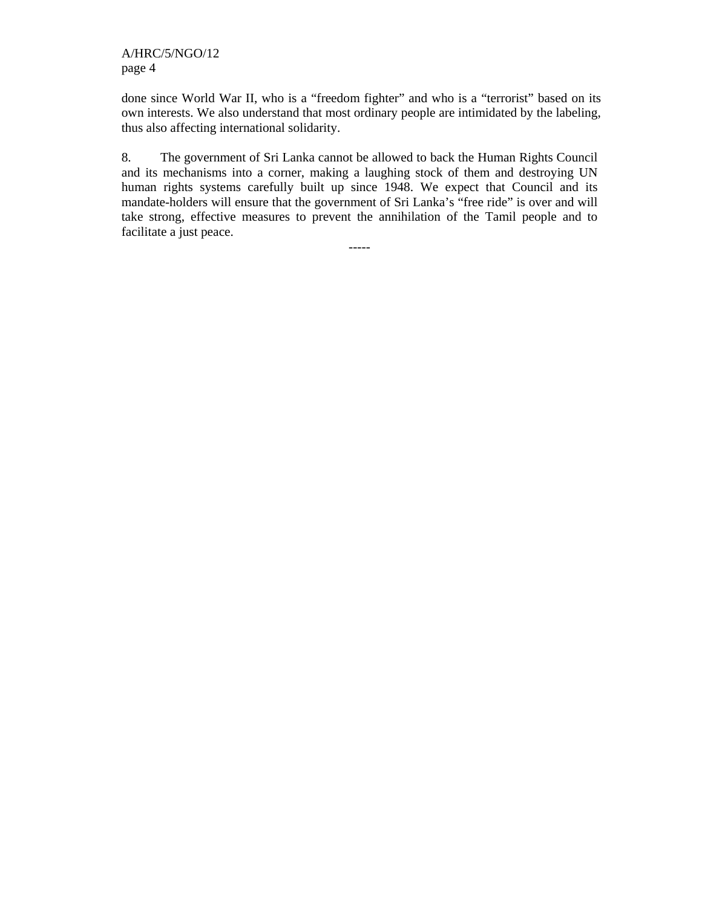done since World War II, who is a "freedom fighter" and who is a "terrorist" based on its own interests. We also understand that most ordinary people are intimidated by the labeling, thus also affecting international solidarity.

8. The government of Sri Lanka cannot be allowed to back the Human Rights Council and its mechanisms into a corner, making a laughing stock of them and destroying UN human rights systems carefully built up since 1948. We expect that Council and its mandate-holders will ensure that the government of Sri Lanka's "free ride" is over and will take strong, effective measures to prevent the annihilation of the Tamil people and to facilitate a just peace.

-----